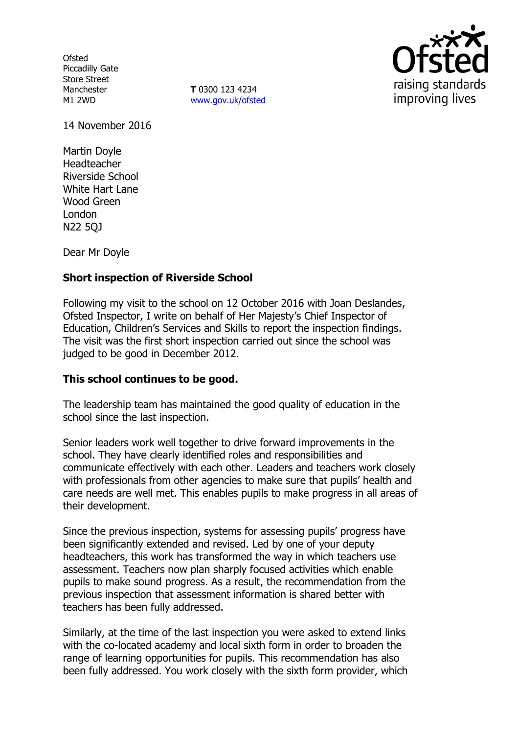Ofsted
Piccadilly Gate
Store Street
Manchester
M1 2WD

**T** 0300 123 4234
www.gov.uk/ofsted

14 November 2016

Martin Doyle
Headteacher
Riverside School
White Hart Lane
Wood Green
London
N22 5QJ

Dear Mr Doyle

**Short inspection of Riverside School**

Following my visit to the school on 12 October 2016 with Joan Deslandes, Ofsted Inspector, I write on behalf of Her Majesty's Chief Inspector of Education, Children's Services and Skills to report the inspection findings. The visit was the first short inspection carried out since the school was judged to be good in December 2012.

**This school continues to be good.**

The leadership team has maintained the good quality of education in the school since the last inspection.

Senior leaders work well together to drive forward improvements in the school. They have clearly identified roles and responsibilities and communicate effectively with each other. Leaders and teachers work closely with professionals from other agencies to make sure that pupils' health and care needs are well met. This enables pupils to make progress in all areas of their development.

Since the previous inspection, systems for assessing pupils' progress have been significantly extended and revised. Led by one of your deputy headteachers, this work has transformed the way in which teachers use assessment. Teachers now plan sharply focused activities which enable pupils to make sound progress. As a result, the recommendation from the previous inspection that assessment information is shared better with teachers has been fully addressed.

Similarly, at the time of the last inspection you were asked to extend links with the co-located academy and local sixth form in order to broaden the range of learning opportunities for pupils. This recommendation has also been fully addressed. You work closely with the sixth form provider, which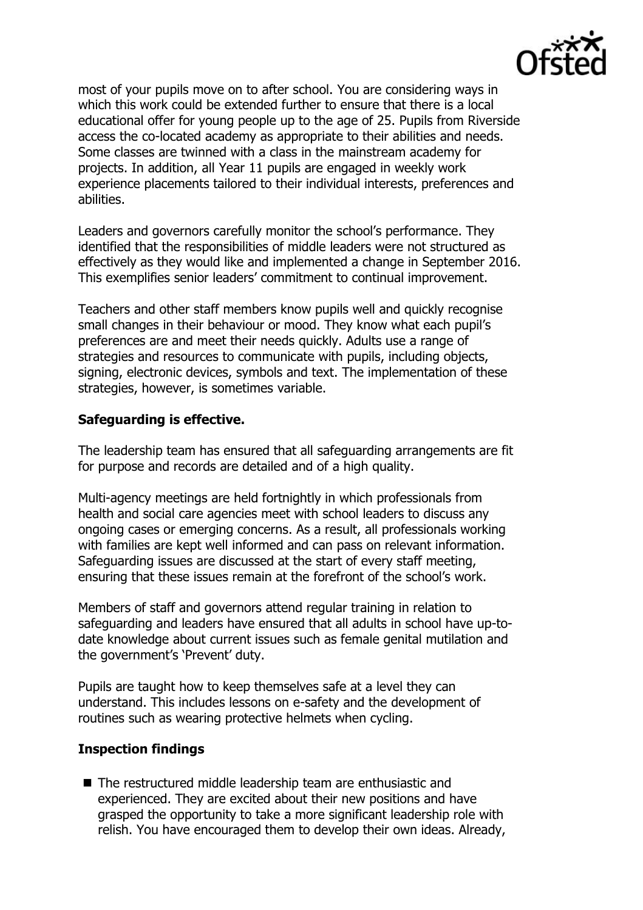most of your pupils move on to after school. You are considering ways in which this work could be extended further to ensure that there is a local educational offer for young people up to the age of 25. Pupils from Riverside access the co-located academy as appropriate to their abilities and needs. Some classes are twinned with a class in the mainstream academy for projects. In addition, all Year 11 pupils are engaged in weekly work experience placements tailored to their individual interests, preferences and abilities.

Leaders and governors carefully monitor the school's performance. They identified that the responsibilities of middle leaders were not structured as effectively as they would like and implemented a change in September 2016. This exemplifies senior leaders' commitment to continual improvement.

Teachers and other staff members know pupils well and quickly recognise small changes in their behaviour or mood. They know what each pupil's preferences are and meet their needs quickly. Adults use a range of strategies and resources to communicate with pupils, including objects, signing, electronic devices, symbols and text. The implementation of these strategies, however, is sometimes variable.

**Safeguarding is effective.**

The leadership team has ensured that all safeguarding arrangements are fit for purpose and records are detailed and of a high quality.

Multi-agency meetings are held fortnightly in which professionals from health and social care agencies meet with school leaders to discuss any ongoing cases or emerging concerns. As a result, all professionals working with families are kept well informed and can pass on relevant information. Safeguarding issues are discussed at the start of every staff meeting, ensuring that these issues remain at the forefront of the school's work.

Members of staff and governors attend regular training in relation to safeguarding and leaders have ensured that all adults in school have up-to-date knowledge about current issues such as female genital mutilation and the government's 'Prevent' duty.

Pupils are taught how to keep themselves safe at a level they can understand. This includes lessons on e-safety and the development of routines such as wearing protective helmets when cycling.

**Inspection findings**

- The restructured middle leadership team are enthusiastic and experienced. They are excited about their new positions and have grasped the opportunity to take a more significant leadership role with relish. You have encouraged them to develop their own ideas. Already,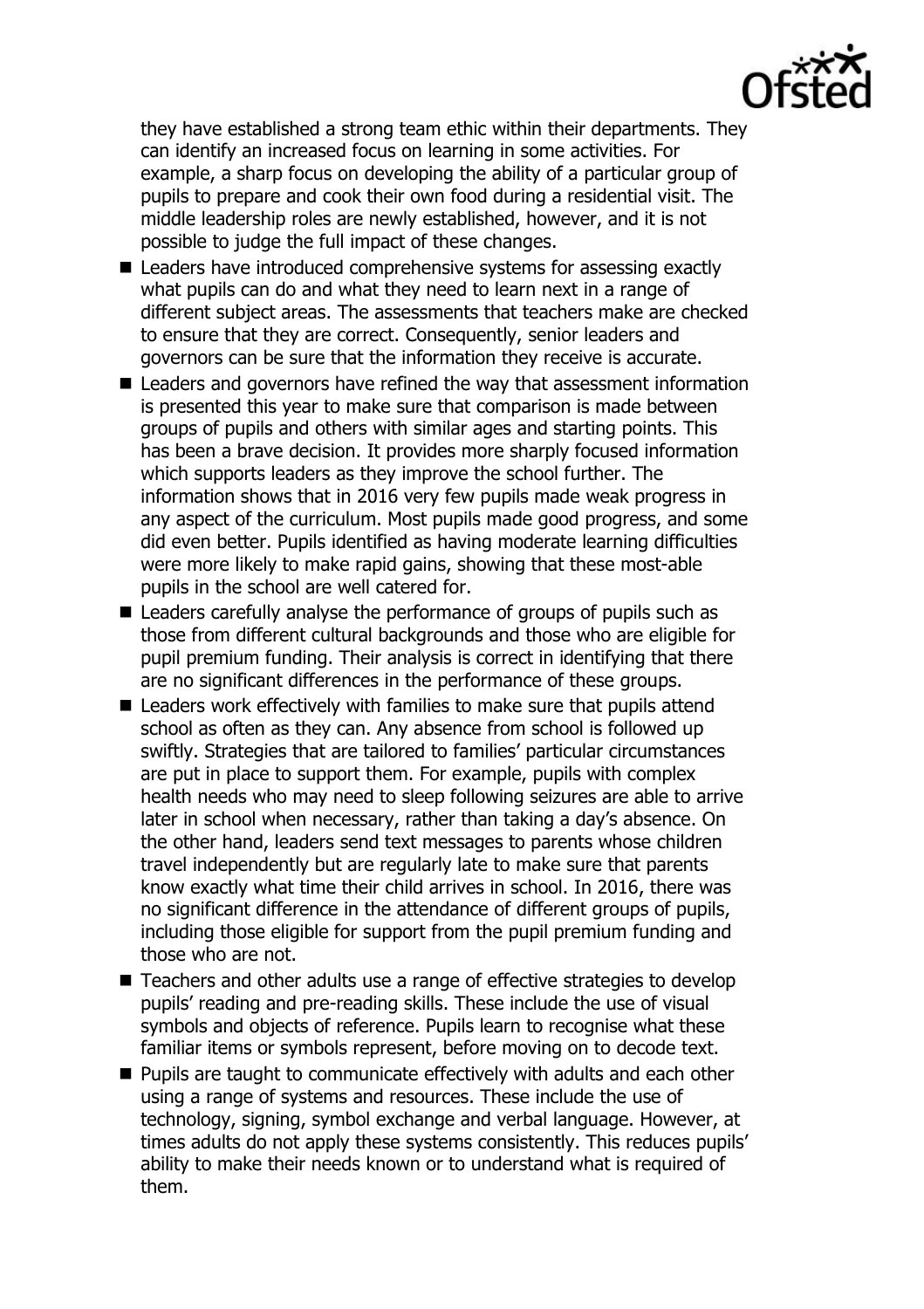they have established a strong team ethic within their departments. They can identify an increased focus on learning in some activities. For example, a sharp focus on developing the ability of a particular group of pupils to prepare and cook their own food during a residential visit. The middle leadership roles are newly established, however, and it is not possible to judge the full impact of these changes.

- Leaders have introduced comprehensive systems for assessing exactly what pupils can do and what they need to learn next in a range of different subject areas. The assessments that teachers make are checked to ensure that they are correct. Consequently, senior leaders and governors can be sure that the information they receive is accurate.
- Leaders and governors have refined the way that assessment information is presented this year to make sure that comparison is made between groups of pupils and others with similar ages and starting points. This has been a brave decision. It provides more sharply focused information which supports leaders as they improve the school further. The information shows that in 2016 very few pupils made weak progress in any aspect of the curriculum. Most pupils made good progress, and some did even better. Pupils identified as having moderate learning difficulties were more likely to make rapid gains, showing that these most-able pupils in the school are well catered for.
- Leaders carefully analyse the performance of groups of pupils such as those from different cultural backgrounds and those who are eligible for pupil premium funding. Their analysis is correct in identifying that there are no significant differences in the performance of these groups.
- Leaders work effectively with families to make sure that pupils attend school as often as they can. Any absence from school is followed up swiftly. Strategies that are tailored to families' particular circumstances are put in place to support them. For example, pupils with complex health needs who may need to sleep following seizures are able to arrive later in school when necessary, rather than taking a day's absence. On the other hand, leaders send text messages to parents whose children travel independently but are regularly late to make sure that parents know exactly what time their child arrives in school. In 2016, there was no significant difference in the attendance of different groups of pupils, including those eligible for support from the pupil premium funding and those who are not.
- Teachers and other adults use a range of effective strategies to develop pupils' reading and pre-reading skills. These include the use of visual symbols and objects of reference. Pupils learn to recognise what these familiar items or symbols represent, before moving on to decode text.
- Pupils are taught to communicate effectively with adults and each other using a range of systems and resources. These include the use of technology, signing, symbol exchange and verbal language. However, at times adults do not apply these systems consistently. This reduces pupils' ability to make their needs known or to understand what is required of them.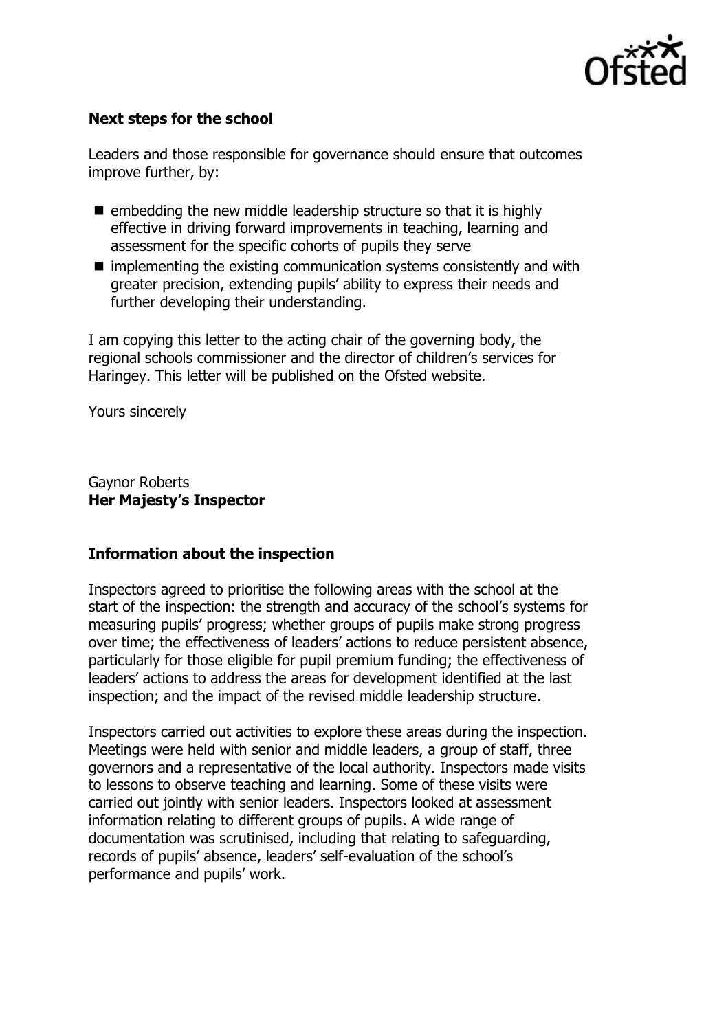### Next steps for the school

Leaders and those responsible for governance should ensure that outcomes improve further, by:

- embedding the new middle leadership structure so that it is highly effective in driving forward improvements in teaching, learning and assessment for the specific cohorts of pupils they serve
- implementing the existing communication systems consistently and with greater precision, extending pupils' ability to express their needs and further developing their understanding.

I am copying this letter to the acting chair of the governing body, the regional schools commissioner and the director of children's services for Haringey. This letter will be published on the Ofsted website.

Yours sincerely

Gaynor Roberts
**Her Majesty's Inspector**

### Information about the inspection

Inspectors agreed to prioritise the following areas with the school at the start of the inspection: the strength and accuracy of the school's systems for measuring pupils' progress; whether groups of pupils make strong progress over time; the effectiveness of leaders' actions to reduce persistent absence, particularly for those eligible for pupil premium funding; the effectiveness of leaders' actions to address the areas for development identified at the last inspection; and the impact of the revised middle leadership structure.

Inspectors carried out activities to explore these areas during the inspection. Meetings were held with senior and middle leaders, a group of staff, three governors and a representative of the local authority. Inspectors made visits to lessons to observe teaching and learning. Some of these visits were carried out jointly with senior leaders. Inspectors looked at assessment information relating to different groups of pupils. A wide range of documentation was scrutinised, including that relating to safeguarding, records of pupils' absence, leaders' self-evaluation of the school's performance and pupils' work.